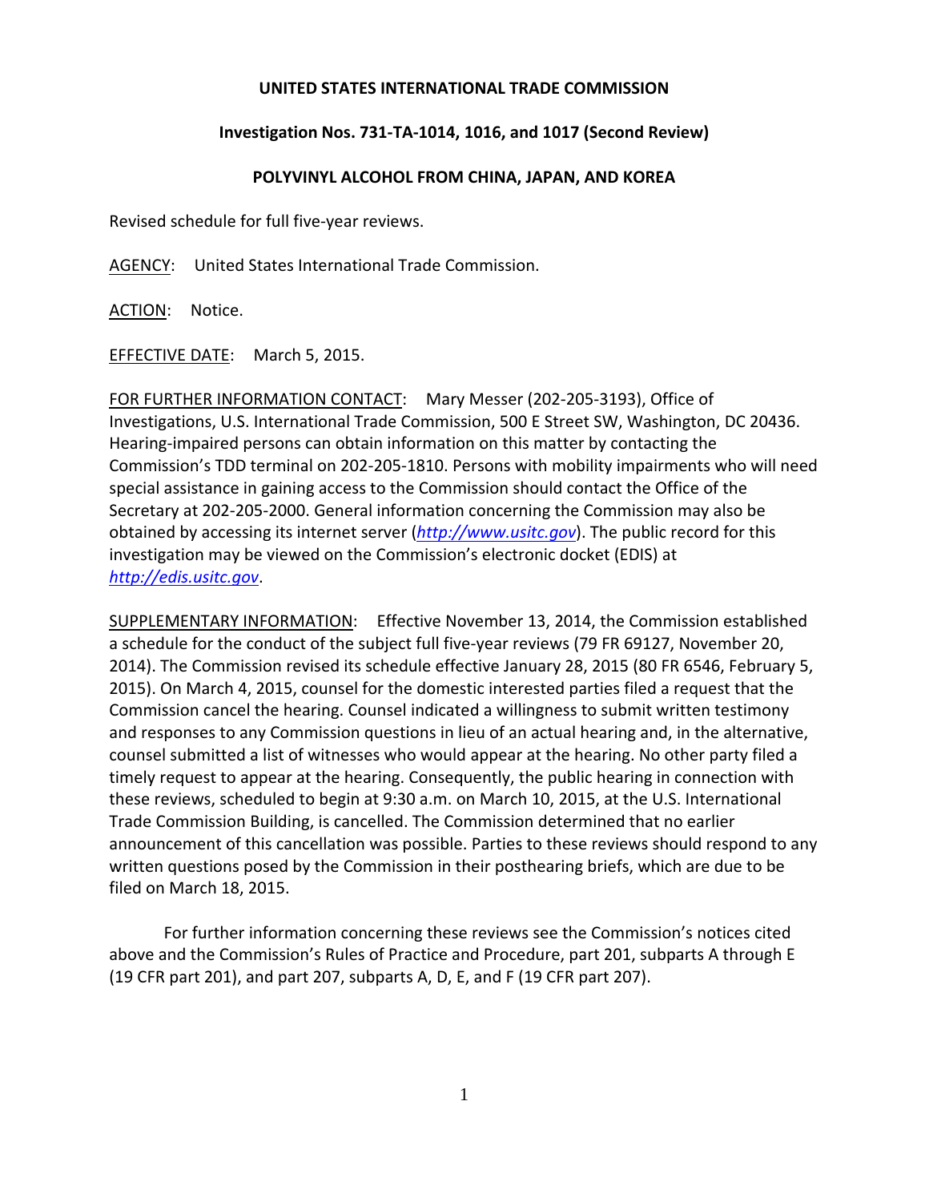**UNITED STATES INTERNATIONAL TRADE COMMISSION**

**Investigation Nos. 731-TA-1014, 1016, and 1017 (Second Review)**

**POLYVINYL ALCOHOL FROM CHINA, JAPAN, AND KOREA**

Revised schedule for full five-year reviews.

AGENCY: United States International Trade Commission.

ACTION: Notice.

EFFECTIVE DATE: March 5, 2015.

FOR FURTHER INFORMATION CONTACT: Mary Messer (202-205-3193), Office of Investigations, U.S. International Trade Commission, 500 E Street SW, Washington, DC 20436. Hearing-impaired persons can obtain information on this matter by contacting the Commission's TDD terminal on 202-205-1810. Persons with mobility impairments who will need special assistance in gaining access to the Commission should contact the Office of the Secretary at 202-205-2000. General information concerning the Commission may also be obtained by accessing its internet server (*http://www.usitc.gov*). The public record for this investigation may be viewed on the Commission's electronic docket (EDIS) at *http://edis.usitc.gov*.

SUPPLEMENTARY INFORMATION: Effective November 13, 2014, the Commission established a schedule for the conduct of the subject full five-year reviews (79 FR 69127, November 20, 2014). The Commission revised its schedule effective January 28, 2015 (80 FR 6546, February 5, 2015). On March 4, 2015, counsel for the domestic interested parties filed a request that the Commission cancel the hearing. Counsel indicated a willingness to submit written testimony and responses to any Commission questions in lieu of an actual hearing and, in the alternative, counsel submitted a list of witnesses who would appear at the hearing. No other party filed a timely request to appear at the hearing. Consequently, the public hearing in connection with these reviews, scheduled to begin at 9:30 a.m. on March 10, 2015, at the U.S. International Trade Commission Building, is cancelled. The Commission determined that no earlier announcement of this cancellation was possible. Parties to these reviews should respond to any written questions posed by the Commission in their posthearing briefs, which are due to be filed on March 18, 2015.

For further information concerning these reviews see the Commission's notices cited above and the Commission's Rules of Practice and Procedure, part 201, subparts A through E (19 CFR part 201), and part 207, subparts A, D, E, and F (19 CFR part 207).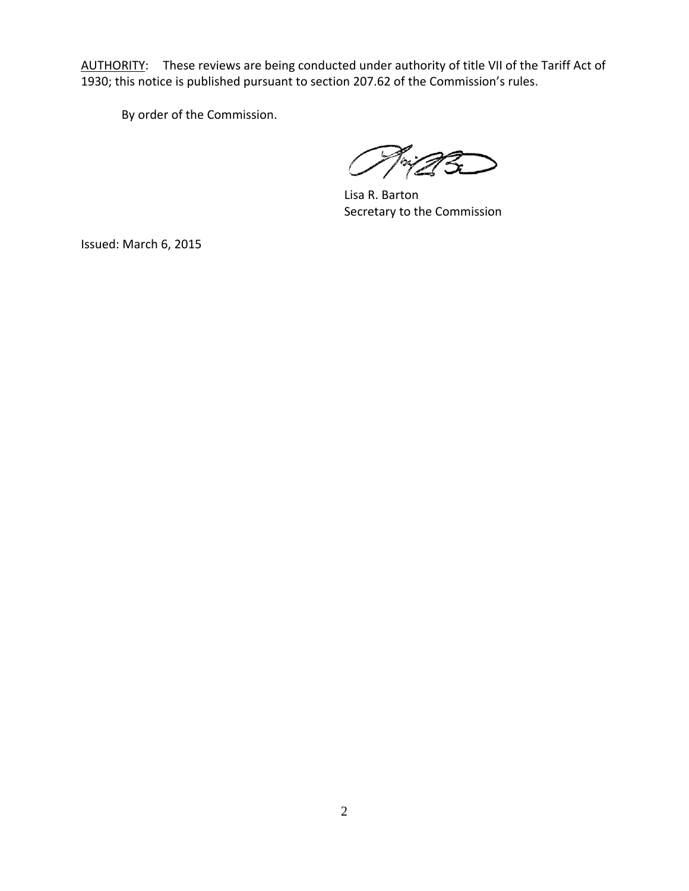AUTHORITY: These reviews are being conducted under authority of title VII of the Tariff Act of 1930; this notice is published pursuant to section 207.62 of the Commission's rules.

By order of the Commission.

Lisa R. Barton
Secretary to the Commission

Issued: March 6, 2015